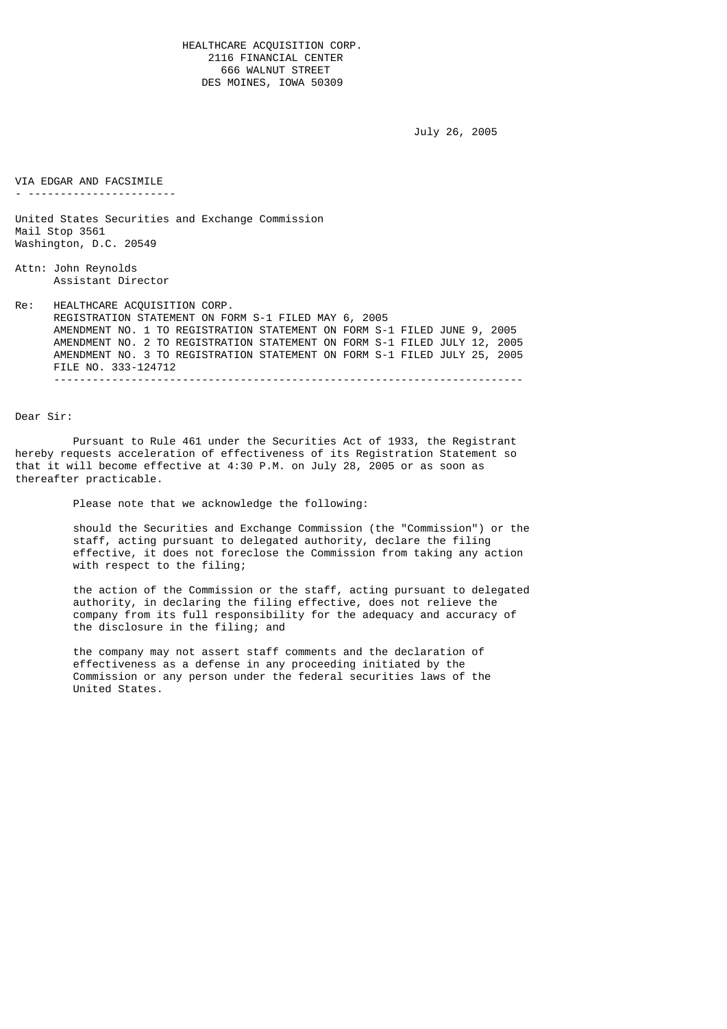HEALTHCARE ACQUISITION CORP.
2116 FINANCIAL CENTER
666 WALNUT STREET
DES MOINES, IOWA 50309

July 26, 2005

VIA EDGAR AND FACSIMILE

United States Securities and Exchange Commission
Mail Stop 3561
Washington, D.C. 20549

Attn: John Reynolds
Assistant Director

Re: HEALTHCARE ACQUISITION CORP.
REGISTRATION STATEMENT ON FORM S-1 FILED MAY 6, 2005
AMENDMENT NO. 1 TO REGISTRATION STATEMENT ON FORM S-1 FILED JUNE 9, 2005
AMENDMENT NO. 2 TO REGISTRATION STATEMENT ON FORM S-1 FILED JULY 12, 2005
AMENDMENT NO. 3 TO REGISTRATION STATEMENT ON FORM S-1 FILED JULY 25, 2005
FILE NO. 333-124712

Dear Sir:

Pursuant to Rule 461 under the Securities Act of 1933, the Registrant hereby requests acceleration of effectiveness of its Registration Statement so that it will become effective at 4:30 P.M. on July 28, 2005 or as soon as thereafter practicable.

Please note that we acknowledge the following:

should the Securities and Exchange Commission (the "Commission") or the staff, acting pursuant to delegated authority, declare the filing effective, it does not foreclose the Commission from taking any action with respect to the filing;

the action of the Commission or the staff, acting pursuant to delegated authority, in declaring the filing effective, does not relieve the company from its full responsibility for the adequacy and accuracy of the disclosure in the filing; and

the company may not assert staff comments and the declaration of effectiveness as a defense in any proceeding initiated by the Commission or any person under the federal securities laws of the United States.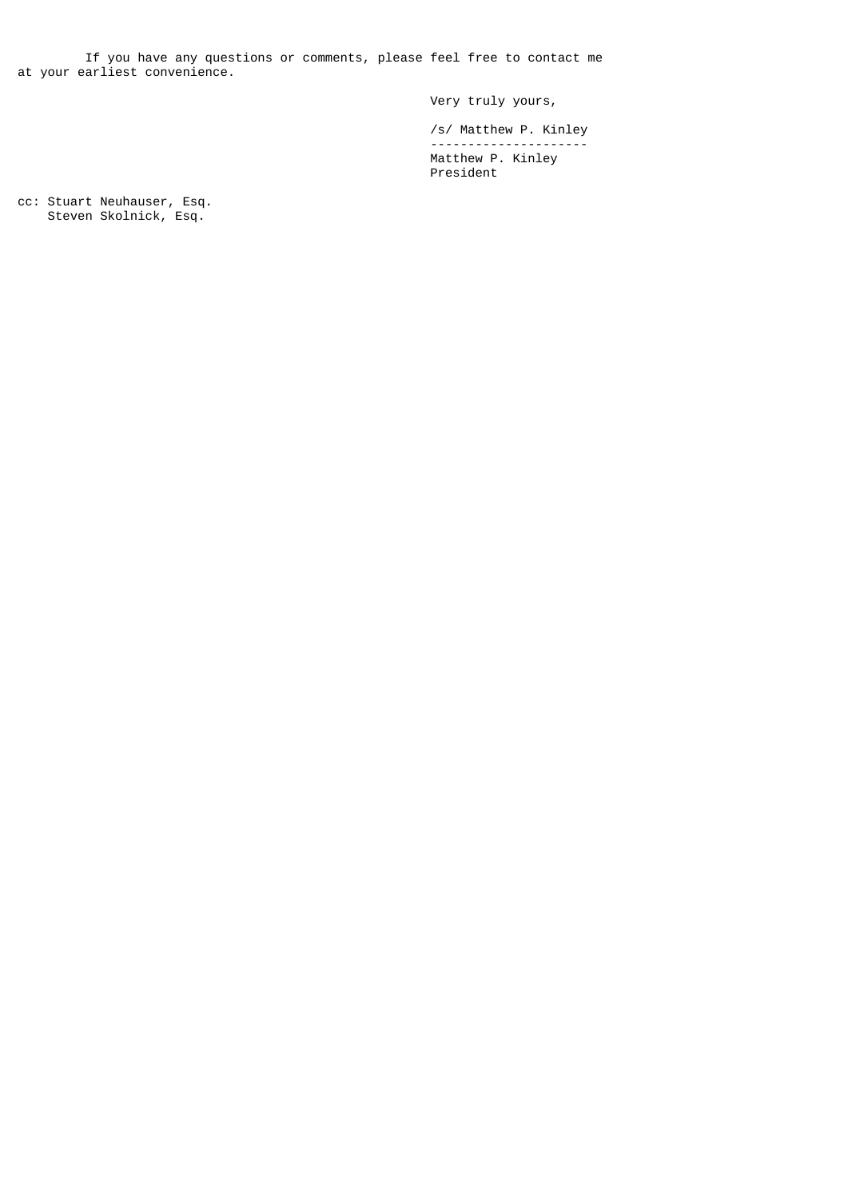If you have any questions or comments, please feel free to contact me at your earliest convenience.

Very truly yours,

/s/ Matthew P. Kinley

---

Matthew P. Kinley
President

cc: Stuart Neuhauser, Esq.
Steven Skolnick, Esq.